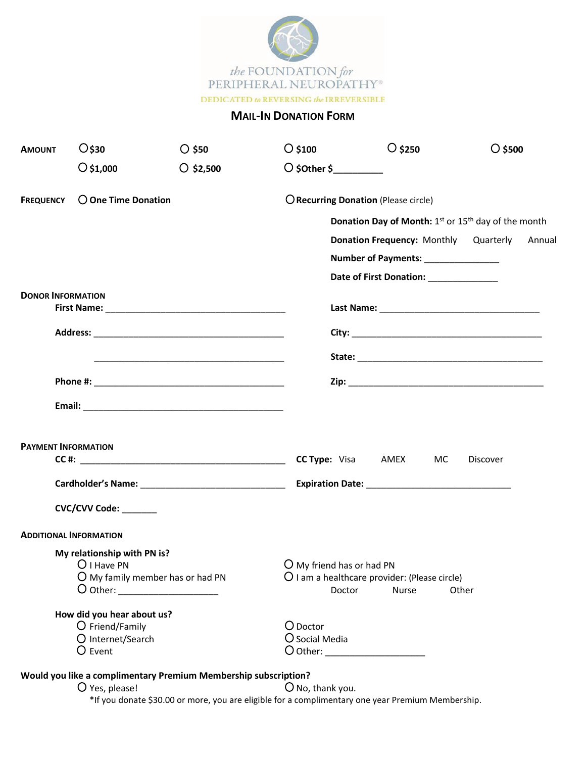the FOUNDATION for PERIPHERAL NEUROPATHY®

DEDICATED to REVERSING the IRREVERSIBLE

# MAIL-IN DONATION FORM

**AMOUNT**

- ○ **$30**
- ○ **$50**
- ○ **$100**
- ○ **$250**
- ○ **$500**
- ○ **$1,000**
- ○ **$2,500**
- ○ **$Other $__________**

**FREQUENCY**

- ○ **One Time Donation**
- ○ **Recurring Donation** (Please circle)

  **Donation Day of Month:** 1st or 15th day of the month

  **Donation Frequency:** Monthly Quarterly Annual

  **Number of Payments:** _______________

  **Date of First Donation:** ______________

**DONOR INFORMATION**

**First Name:** ____________________________________ **Last Name:** ________________________________

**Address:** ______________________________________ **City:** ________________________________________

______________________________________ **State:** _______________________________________

**Phone #:** ______________________________________ **Zip:** _________________________________________

**Email:** ________________________________________

**PAYMENT INFORMATION**

**CC #:** __________________________________________ **CC Type:** Visa AMEX MC Discover

**Cardholder's Name:** _____________________________ **Expiration Date:** _____________________________

**CVC/CVV Code:** _______

**ADDITIONAL INFORMATION**

**My relationship with PN is?**

- ○ I Have PN
- ○ My family member has or had PN
- ○ Other: ____________________
- ○ My friend has or had PN
- ○ I am a healthcare provider: (Please circle)
  Doctor Nurse Other

**How did you hear about us?**

- ○ Friend/Family
- ○ Internet/Search
- ○ Event
- ○ Doctor
- ○ Social Media
- ○ Other: ____________________

**Would you like a complimentary Premium Membership subscription?**

- ○ Yes, please!
- ○ No, thank you.

*If you donate $30.00 or more, you are eligible for a complimentary one year Premium Membership.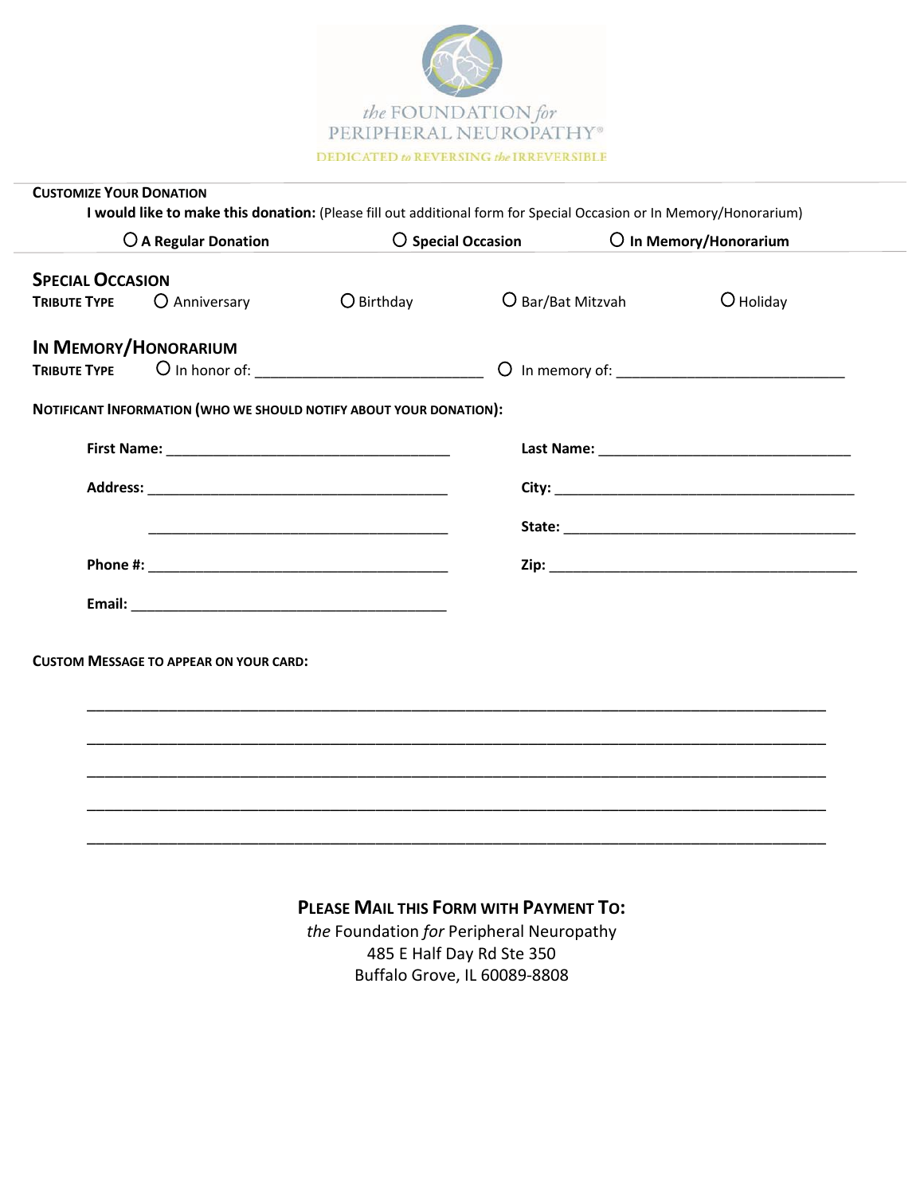the FOUNDATION *for* PERIPHERAL NEUROPATHY®

DEDICATED *to* REVERSING *the* IRREVERSIBLE

---

**CUSTOMIZE YOUR DONATION**

**I would like to make this donation:** (Please fill out additional form for Special Occasion or In Memory/Honorarium)

○ **A Regular Donation** ○ **Special Occasion** ○ **In Memory/Honorarium**

---

## SPECIAL OCCASION

**TRIBUTE TYPE** ○ Anniversary ○ Birthday ○ Bar/Bat Mitzvah ○ Holiday

## IN MEMORY/HONORARIUM

**TRIBUTE TYPE** ○ In honor of: ____________________________ ○ In memory of: ____________________________

**NOTIFICANT INFORMATION (WHO WE SHOULD NOTIFY ABOUT YOUR DONATION):**

**First Name:** ____________________________________

**Last Name:** ________________________________

**Address:** ______________________________________

______________________________________

**City:** ______________________________________

**State:** ______________________________________

**Phone #:** ______________________________________

**Zip:** ______________________________________

**Email:** ________________________________________

**CUSTOM MESSAGE TO APPEAR ON YOUR CARD:**

_____________________________________________________________________________________

_____________________________________________________________________________________

_____________________________________________________________________________________

_____________________________________________________________________________________

_____________________________________________________________________________________

**PLEASE MAIL THIS FORM WITH PAYMENT TO:**

*the* Foundation *for* Peripheral Neuropathy
485 E Half Day Rd Ste 350
Buffalo Grove, IL 60089-8808